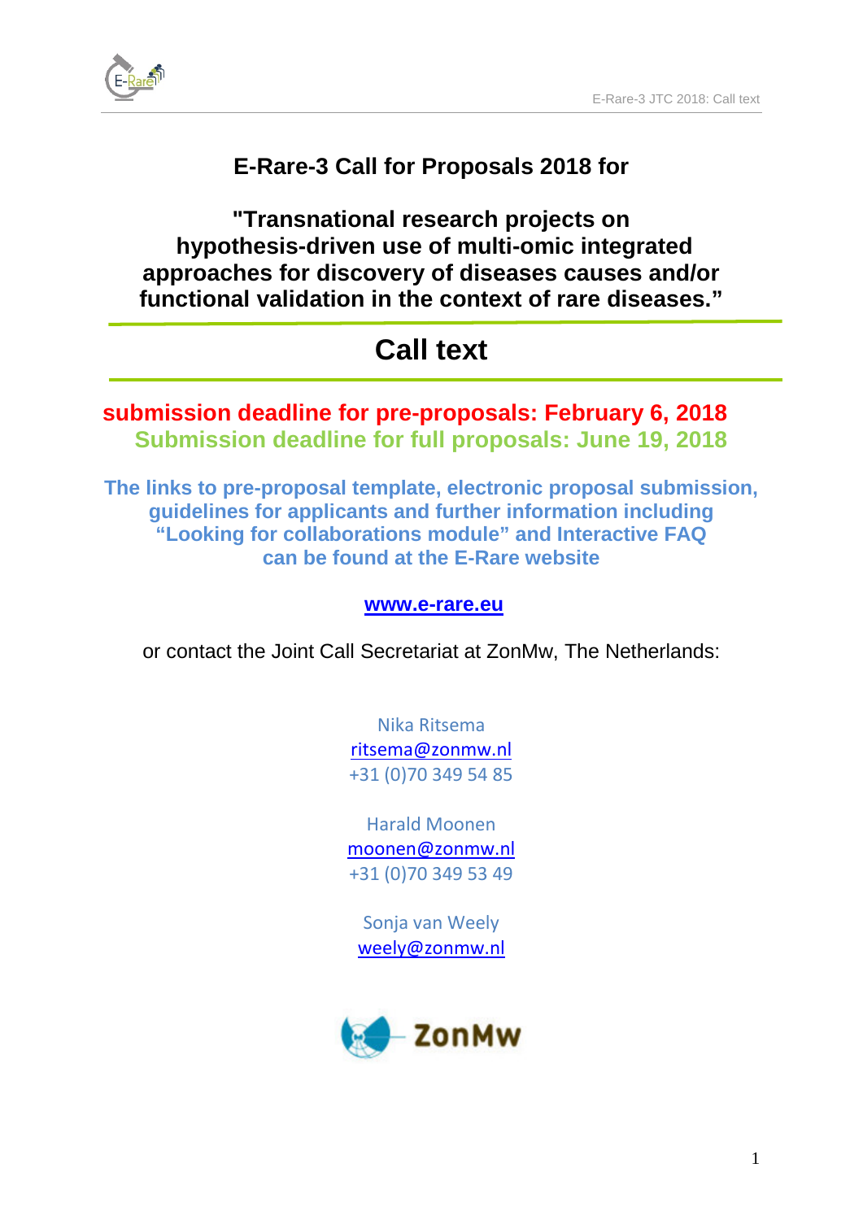# E-Rare-3 Call for Proposals 2018 for

## "Transnational research projects on hypothesis-driven use of multi-omic integrated approaches for discovery of diseases causes and/or functional validation in the context of rare diseases."

## Call text

**submission deadline for pre-proposals: February 6, 2018**

**Submission deadline for full proposals: June 19, 2018**

**The links to pre-proposal template, electronic proposal submission, guidelines for applicants and further information including "Looking for collaborations module" and Interactive FAQ can be found at the E-Rare website**

**www.e-rare.eu**

or contact the Joint Call Secretariat at ZonMw, The Netherlands:

Nika Ritsema
ritsema@zonmw.nl
+31 (0)70 349 54 85

Harald Moonen
moonen@zonmw.nl
+31 (0)70 349 53 49

Sonja van Weely
weely@zonmw.nl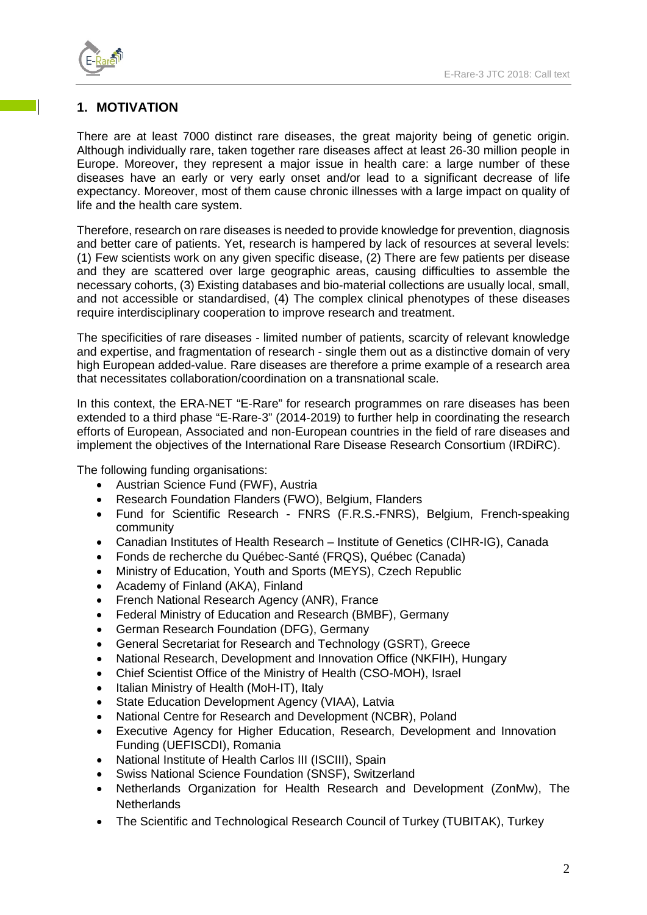## 1. MOTIVATION

There are at least 7000 distinct rare diseases, the great majority being of genetic origin. Although individually rare, taken together rare diseases affect at least 26-30 million people in Europe. Moreover, they represent a major issue in health care: a large number of these diseases have an early or very early onset and/or lead to a significant decrease of life expectancy. Moreover, most of them cause chronic illnesses with a large impact on quality of life and the health care system.

Therefore, research on rare diseases is needed to provide knowledge for prevention, diagnosis and better care of patients. Yet, research is hampered by lack of resources at several levels: (1) Few scientists work on any given specific disease, (2) There are few patients per disease and they are scattered over large geographic areas, causing difficulties to assemble the necessary cohorts, (3) Existing databases and bio-material collections are usually local, small, and not accessible or standardised, (4) The complex clinical phenotypes of these diseases require interdisciplinary cooperation to improve research and treatment.

The specificities of rare diseases - limited number of patients, scarcity of relevant knowledge and expertise, and fragmentation of research - single them out as a distinctive domain of very high European added-value. Rare diseases are therefore a prime example of a research area that necessitates collaboration/coordination on a transnational scale.

In this context, the ERA-NET "E-Rare" for research programmes on rare diseases has been extended to a third phase "E-Rare-3" (2014-2019) to further help in coordinating the research efforts of European, Associated and non-European countries in the field of rare diseases and implement the objectives of the International Rare Disease Research Consortium (IRDiRC).

The following funding organisations:

- Austrian Science Fund (FWF), Austria
- Research Foundation Flanders (FWO), Belgium, Flanders
- Fund for Scientific Research - FNRS (F.R.S.-FNRS), Belgium, French-speaking community
- Canadian Institutes of Health Research – Institute of Genetics (CIHR-IG), Canada
- Fonds de recherche du Québec-Santé (FRQS), Québec (Canada)
- Ministry of Education, Youth and Sports (MEYS), Czech Republic
- Academy of Finland (AKA), Finland
- French National Research Agency (ANR), France
- Federal Ministry of Education and Research (BMBF), Germany
- German Research Foundation (DFG), Germany
- General Secretariat for Research and Technology (GSRT), Greece
- National Research, Development and Innovation Office (NKFIH), Hungary
- Chief Scientist Office of the Ministry of Health (CSO-MOH), Israel
- Italian Ministry of Health (MoH-IT), Italy
- State Education Development Agency (VIAA), Latvia
- National Centre for Research and Development (NCBR), Poland
- Executive Agency for Higher Education, Research, Development and Innovation Funding (UEFISCDI), Romania
- National Institute of Health Carlos III (ISCIII), Spain
- Swiss National Science Foundation (SNSF), Switzerland
- Netherlands Organization for Health Research and Development (ZonMw), The Netherlands
- The Scientific and Technological Research Council of Turkey (TUBITAK), Turkey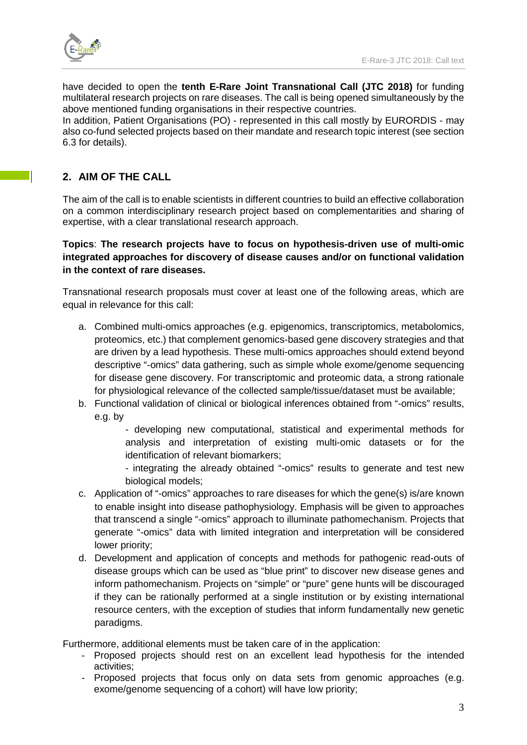have decided to open the **tenth E-Rare Joint Transnational Call (JTC 2018)** for funding multilateral research projects on rare diseases. The call is being opened simultaneously by the above mentioned funding organisations in their respective countries.
In addition, Patient Organisations (PO) - represented in this call mostly by EURORDIS - may also co-fund selected projects based on their mandate and research topic interest (see section 6.3 for details).

## 2. AIM OF THE CALL

The aim of the call is to enable scientists in different countries to build an effective collaboration on a common interdisciplinary research project based on complementarities and sharing of expertise, with a clear translational research approach.

**Topics**: **The research projects have to focus on hypothesis-driven use of multi-omic integrated approaches for discovery of disease causes and/or on functional validation in the context of rare diseases.**

Transnational research proposals must cover at least one of the following areas, which are equal in relevance for this call:

a. Combined multi-omics approaches (e.g. epigenomics, transcriptomics, metabolomics, proteomics, etc.) that complement genomics-based gene discovery strategies and that are driven by a lead hypothesis. These multi-omics approaches should extend beyond descriptive "-omics" data gathering, such as simple whole exome/genome sequencing for disease gene discovery. For transcriptomic and proteomic data, a strong rationale for physiological relevance of the collected sample/tissue/dataset must be available;
b. Functional validation of clinical or biological inferences obtained from "-omics" results, e.g. by
   - developing new computational, statistical and experimental methods for analysis and interpretation of existing multi-omic datasets or for the identification of relevant biomarkers;
   - integrating the already obtained "-omics" results to generate and test new biological models;
c. Application of "-omics" approaches to rare diseases for which the gene(s) is/are known to enable insight into disease pathophysiology. Emphasis will be given to approaches that transcend a single "-omics" approach to illuminate pathomechanism. Projects that generate "-omics" data with limited integration and interpretation will be considered lower priority;
d. Development and application of concepts and methods for pathogenic read-outs of disease groups which can be used as "blue print" to discover new disease genes and inform pathomechanism. Projects on "simple" or "pure" gene hunts will be discouraged if they can be rationally performed at a single institution or by existing international resource centers, with the exception of studies that inform fundamentally new genetic paradigms.

Furthermore, additional elements must be taken care of in the application:

- Proposed projects should rest on an excellent lead hypothesis for the intended activities;
- Proposed projects that focus only on data sets from genomic approaches (e.g. exome/genome sequencing of a cohort) will have low priority;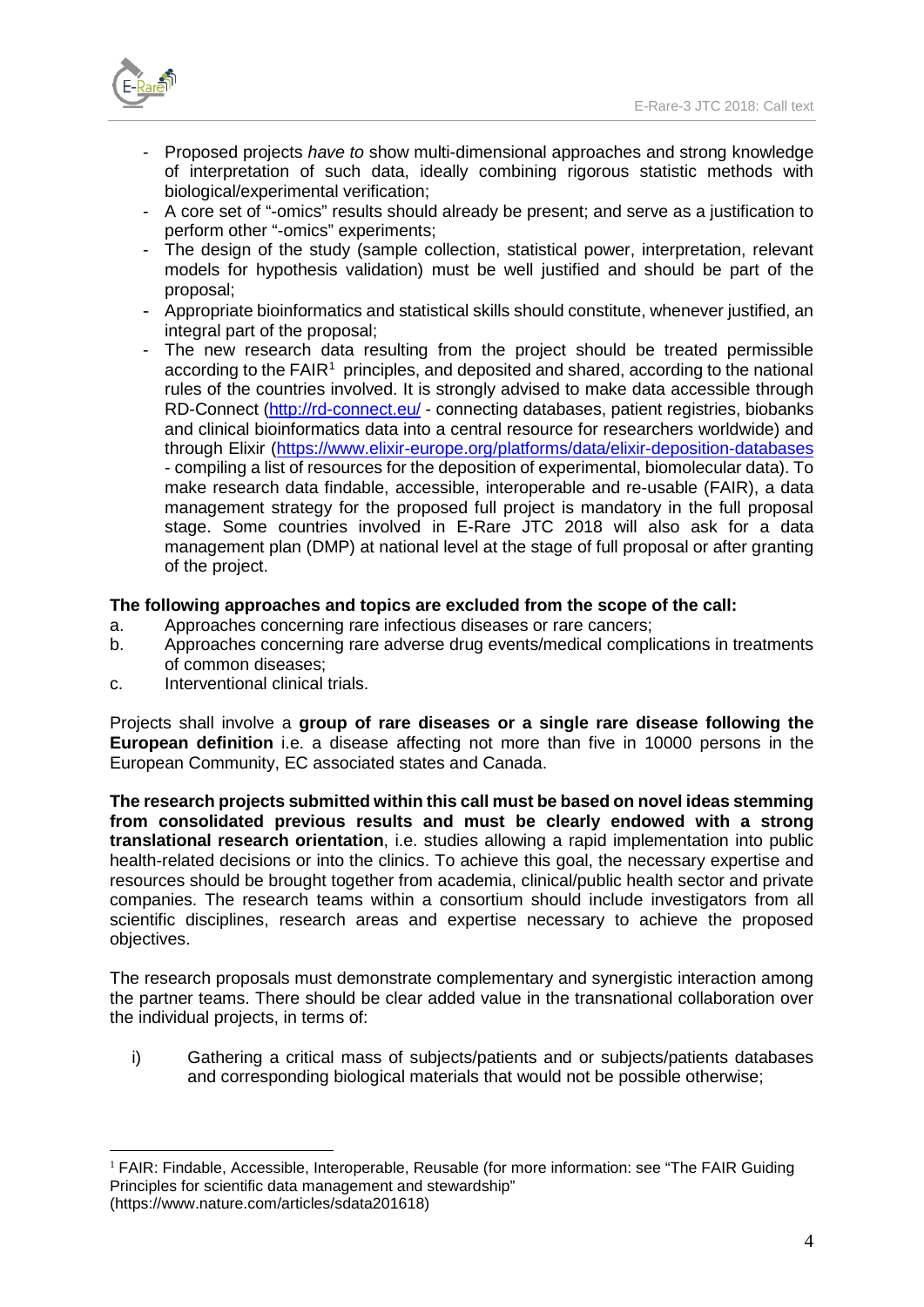- Proposed projects *have to* show multi-dimensional approaches and strong knowledge of interpretation of such data, ideally combining rigorous statistic methods with biological/experimental verification;
- A core set of "-omics" results should already be present; and serve as a justification to perform other "-omics" experiments;
- The design of the study (sample collection, statistical power, interpretation, relevant models for hypothesis validation) must be well justified and should be part of the proposal;
- Appropriate bioinformatics and statistical skills should constitute, whenever justified, an integral part of the proposal;
- The new research data resulting from the project should be treated permissible according to the FAIR[1] principles, and deposited and shared, according to the national rules of the countries involved. It is strongly advised to make data accessible through RD-Connect (http://rd-connect.eu/ - connecting databases, patient registries, biobanks and clinical bioinformatics data into a central resource for researchers worldwide) and through Elixir (https://www.elixir-europe.org/platforms/data/elixir-deposition-databases - compiling a list of resources for the deposition of experimental, biomolecular data). To make research data findable, accessible, interoperable and re-usable (FAIR), a data management strategy for the proposed full project is mandatory in the full proposal stage. Some countries involved in E-Rare JTC 2018 will also ask for a data management plan (DMP) at national level at the stage of full proposal or after granting of the project.

**The following approaches and topics are excluded from the scope of the call:**

a. Approaches concerning rare infectious diseases or rare cancers;
b. Approaches concerning rare adverse drug events/medical complications in treatments of common diseases;
c. Interventional clinical trials.

Projects shall involve a **group of rare diseases or a single rare disease following the European definition** i.e. a disease affecting not more than five in 10000 persons in the European Community, EC associated states and Canada.

**The research projects submitted within this call must be based on novel ideas stemming from consolidated previous results and must be clearly endowed with a strong translational research orientation**, i.e. studies allowing a rapid implementation into public health-related decisions or into the clinics. To achieve this goal, the necessary expertise and resources should be brought together from academia, clinical/public health sector and private companies. The research teams within a consortium should include investigators from all scientific disciplines, research areas and expertise necessary to achieve the proposed objectives.

The research proposals must demonstrate complementary and synergistic interaction among the partner teams. There should be clear added value in the transnational collaboration over the individual projects, in terms of:

i) Gathering a critical mass of subjects/patients and or subjects/patients databases and corresponding biological materials that would not be possible otherwise;

---

[1] FAIR: Findable, Accessible, Interoperable, Reusable (for more information: see "The FAIR Guiding Principles for scientific data management and stewardship" (https://www.nature.com/articles/sdata201618)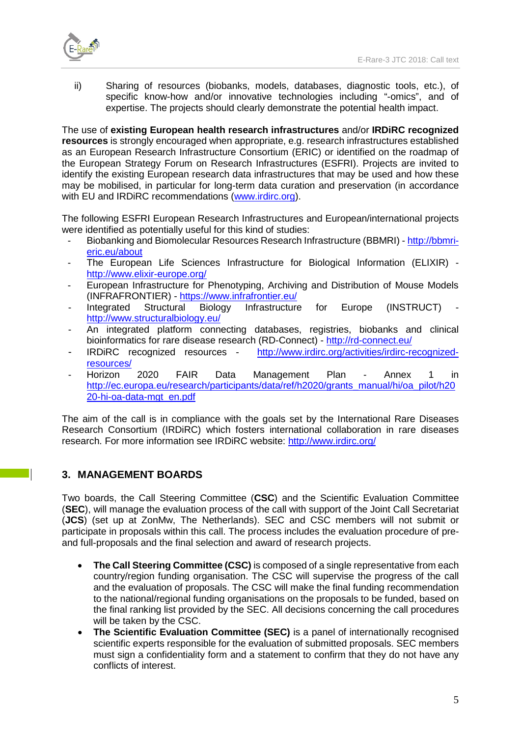ii) Sharing of resources (biobanks, models, databases, diagnostic tools, etc.), of specific know-how and/or innovative technologies including "-omics", and of expertise. The projects should clearly demonstrate the potential health impact.

The use of **existing European health research infrastructures** and/or **IRDiRC recognized resources** is strongly encouraged when appropriate, e.g. research infrastructures established as an European Research Infrastructure Consortium (ERIC) or identified on the roadmap of the European Strategy Forum on Research Infrastructures (ESFRI). Projects are invited to identify the existing European research data infrastructures that may be used and how these may be mobilised, in particular for long-term data curation and preservation (in accordance with EU and IRDiRC recommendations (www.irdirc.org).

The following ESFRI European Research Infrastructures and European/international projects were identified as potentially useful for this kind of studies:

- Biobanking and Biomolecular Resources Research Infrastructure (BBMRI) - http://bbmri-eric.eu/about
- The European Life Sciences Infrastructure for Biological Information (ELIXIR) - http://www.elixir-europe.org/
- European Infrastructure for Phenotyping, Archiving and Distribution of Mouse Models (INFRAFRONTIER) - https://www.infrafrontier.eu/
- Integrated Structural Biology Infrastructure for Europe (INSTRUCT) - http://www.structuralbiology.eu/
- An integrated platform connecting databases, registries, biobanks and clinical bioinformatics for rare disease research (RD-Connect) - http://rd-connect.eu/
- IRDiRC recognized resources - http://www.irdirc.org/activities/irdirc-recognized-resources/
- Horizon 2020 FAIR Data Management Plan - Annex 1 in http://ec.europa.eu/research/participants/data/ref/h2020/grants_manual/hi/oa_pilot/h2020-hi-oa-data-mgt_en.pdf

The aim of the call is in compliance with the goals set by the International Rare Diseases Research Consortium (IRDiRC) which fosters international collaboration in rare diseases research. For more information see IRDiRC website: http://www.irdirc.org/

## 3. MANAGEMENT BOARDS

Two boards, the Call Steering Committee (**CSC**) and the Scientific Evaluation Committee (**SEC**), will manage the evaluation process of the call with support of the Joint Call Secretariat (**JCS**) (set up at ZonMw, The Netherlands). SEC and CSC members will not submit or participate in proposals within this call. The process includes the evaluation procedure of pre- and full-proposals and the final selection and award of research projects.

- **The Call Steering Committee (CSC)** is composed of a single representative from each country/region funding organisation. The CSC will supervise the progress of the call and the evaluation of proposals. The CSC will make the final funding recommendation to the national/regional funding organisations on the proposals to be funded, based on the final ranking list provided by the SEC. All decisions concerning the call procedures will be taken by the CSC.
- **The Scientific Evaluation Committee (SEC)** is a panel of internationally recognised scientific experts responsible for the evaluation of submitted proposals. SEC members must sign a confidentiality form and a statement to confirm that they do not have any conflicts of interest.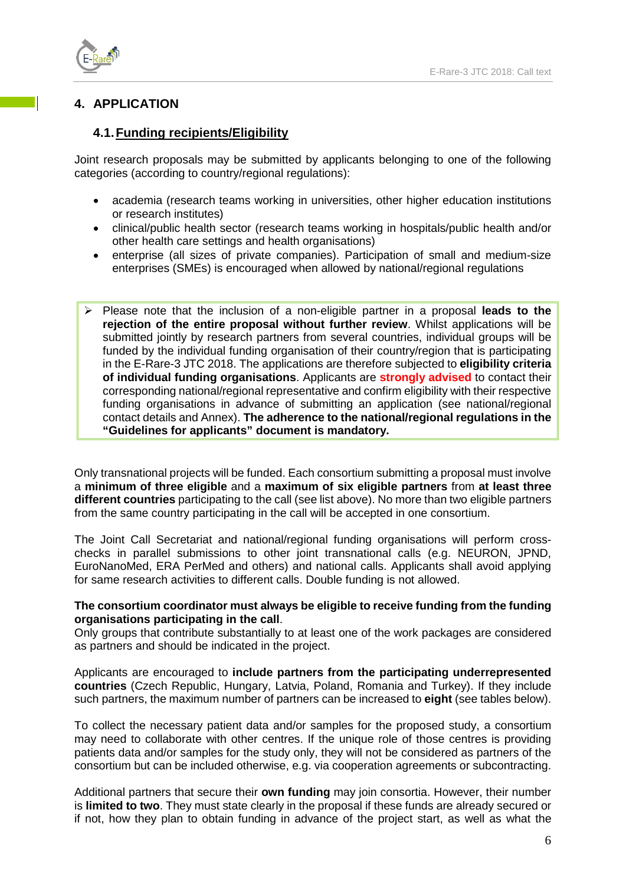## 4. APPLICATION

### 4.1. Funding recipients/Eligibility

Joint research proposals may be submitted by applicants belonging to one of the following categories (according to country/regional regulations):

- academia (research teams working in universities, other higher education institutions or research institutes)
- clinical/public health sector (research teams working in hospitals/public health and/or other health care settings and health organisations)
- enterprise (all sizes of private companies). Participation of small and medium-size enterprises (SMEs) is encouraged when allowed by national/regional regulations

> ➢ Please note that the inclusion of a non-eligible partner in a proposal **leads to the rejection of the entire proposal without further review**. Whilst applications will be submitted jointly by research partners from several countries, individual groups will be funded by the individual funding organisation of their country/region that is participating in the E-Rare-3 JTC 2018. The applications are therefore subjected to **eligibility criteria of individual funding organisations**. Applicants are **strongly advised** to contact their corresponding national/regional representative and confirm eligibility with their respective funding organisations in advance of submitting an application (see national/regional contact details and Annex). **The adherence to the national/regional regulations in the "Guidelines for applicants" document is mandatory.**

Only transnational projects will be funded. Each consortium submitting a proposal must involve a **minimum of three eligible** and a **maximum of six eligible partners** from **at least three different countries** participating to the call (see list above). No more than two eligible partners from the same country participating in the call will be accepted in one consortium.

The Joint Call Secretariat and national/regional funding organisations will perform cross-checks in parallel submissions to other joint transnational calls (e.g. NEURON, JPND, EuroNanoMed, ERA PerMed and others) and national calls. Applicants shall avoid applying for same research activities to different calls. Double funding is not allowed.

**The consortium coordinator must always be eligible to receive funding from the funding organisations participating in the call**.
Only groups that contribute substantially to at least one of the work packages are considered as partners and should be indicated in the project.

Applicants are encouraged to **include partners from the participating underrepresented countries** (Czech Republic, Hungary, Latvia, Poland, Romania and Turkey). If they include such partners, the maximum number of partners can be increased to **eight** (see tables below).

To collect the necessary patient data and/or samples for the proposed study, a consortium may need to collaborate with other centres. If the unique role of those centres is providing patients data and/or samples for the study only, they will not be considered as partners of the consortium but can be included otherwise, e.g. via cooperation agreements or subcontracting.

Additional partners that secure their **own funding** may join consortia. However, their number is **limited to two**. They must state clearly in the proposal if these funds are already secured or if not, how they plan to obtain funding in advance of the project start, as well as what the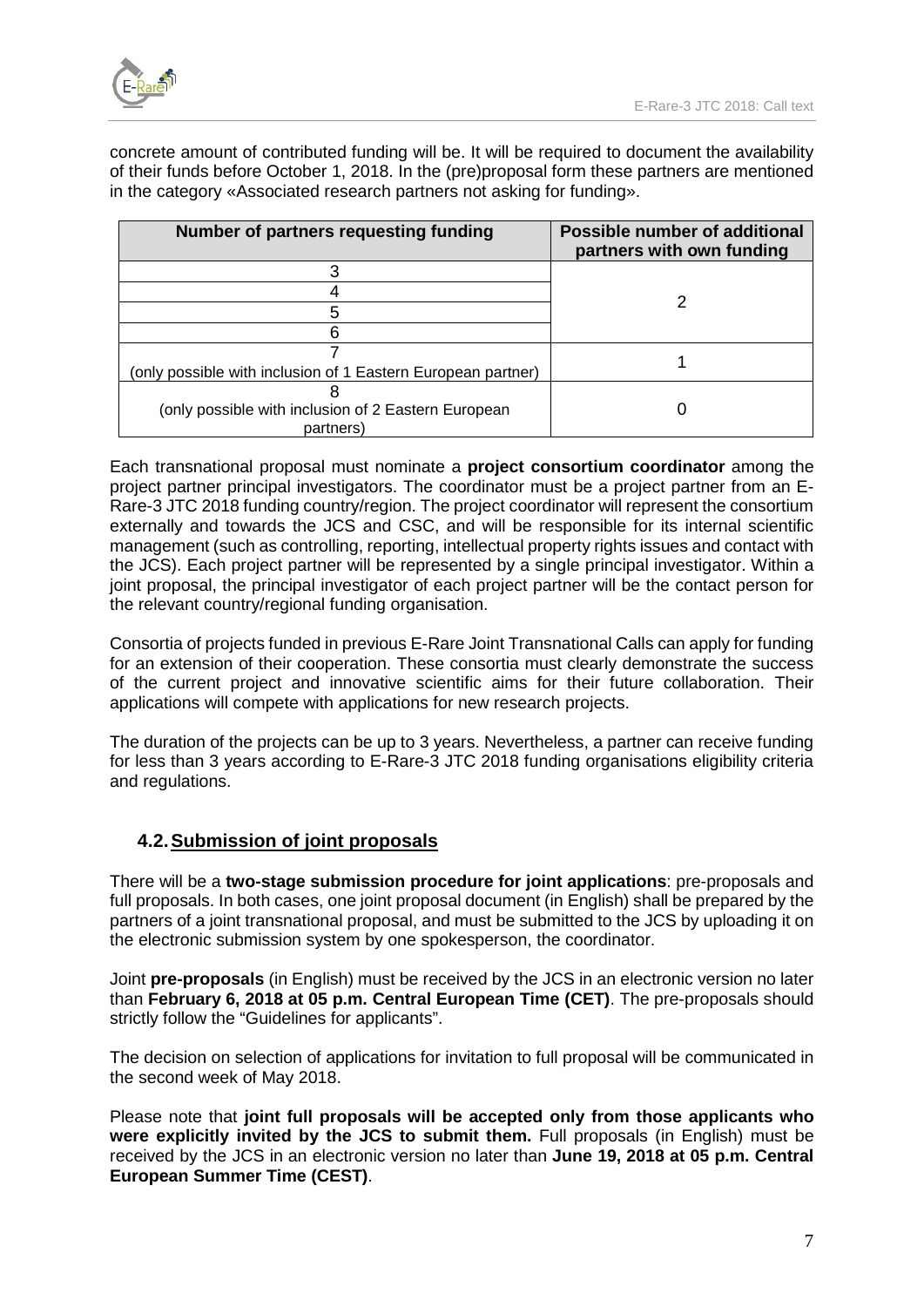concrete amount of contributed funding will be. It will be required to document the availability of their funds before October 1, 2018. In the (pre)proposal form these partners are mentioned in the category «Associated research partners not asking for funding».

| Number of partners requesting funding | Possible number of additional partners with own funding |
|---|---|
| 3 | 2 |
| 4 | |
| 5 | |
| 6 | |
| 7 (only possible with inclusion of 1 Eastern European partner) | 1 |
| 8 (only possible with inclusion of 2 Eastern European partners) | 0 |

Each transnational proposal must nominate a **project consortium coordinator** among the project partner principal investigators. The coordinator must be a project partner from an E-Rare-3 JTC 2018 funding country/region. The project coordinator will represent the consortium externally and towards the JCS and CSC, and will be responsible for its internal scientific management (such as controlling, reporting, intellectual property rights issues and contact with the JCS). Each project partner will be represented by a single principal investigator. Within a joint proposal, the principal investigator of each project partner will be the contact person for the relevant country/regional funding organisation.

Consortia of projects funded in previous E-Rare Joint Transnational Calls can apply for funding for an extension of their cooperation. These consortia must clearly demonstrate the success of the current project and innovative scientific aims for their future collaboration. Their applications will compete with applications for new research projects.

The duration of the projects can be up to 3 years. Nevertheless, a partner can receive funding for less than 3 years according to E-Rare-3 JTC 2018 funding organisations eligibility criteria and regulations.

## 4.2. Submission of joint proposals

There will be a **two-stage submission procedure for joint applications**: pre-proposals and full proposals. In both cases, one joint proposal document (in English) shall be prepared by the partners of a joint transnational proposal, and must be submitted to the JCS by uploading it on the electronic submission system by one spokesperson, the coordinator.

Joint **pre-proposals** (in English) must be received by the JCS in an electronic version no later than **February 6, 2018 at 05 p.m. Central European Time (CET)**. The pre-proposals should strictly follow the "Guidelines for applicants".

The decision on selection of applications for invitation to full proposal will be communicated in the second week of May 2018.

Please note that **joint full proposals will be accepted only from those applicants who were explicitly invited by the JCS to submit them.** Full proposals (in English) must be received by the JCS in an electronic version no later than **June 19, 2018 at 05 p.m. Central European Summer Time (CEST)**.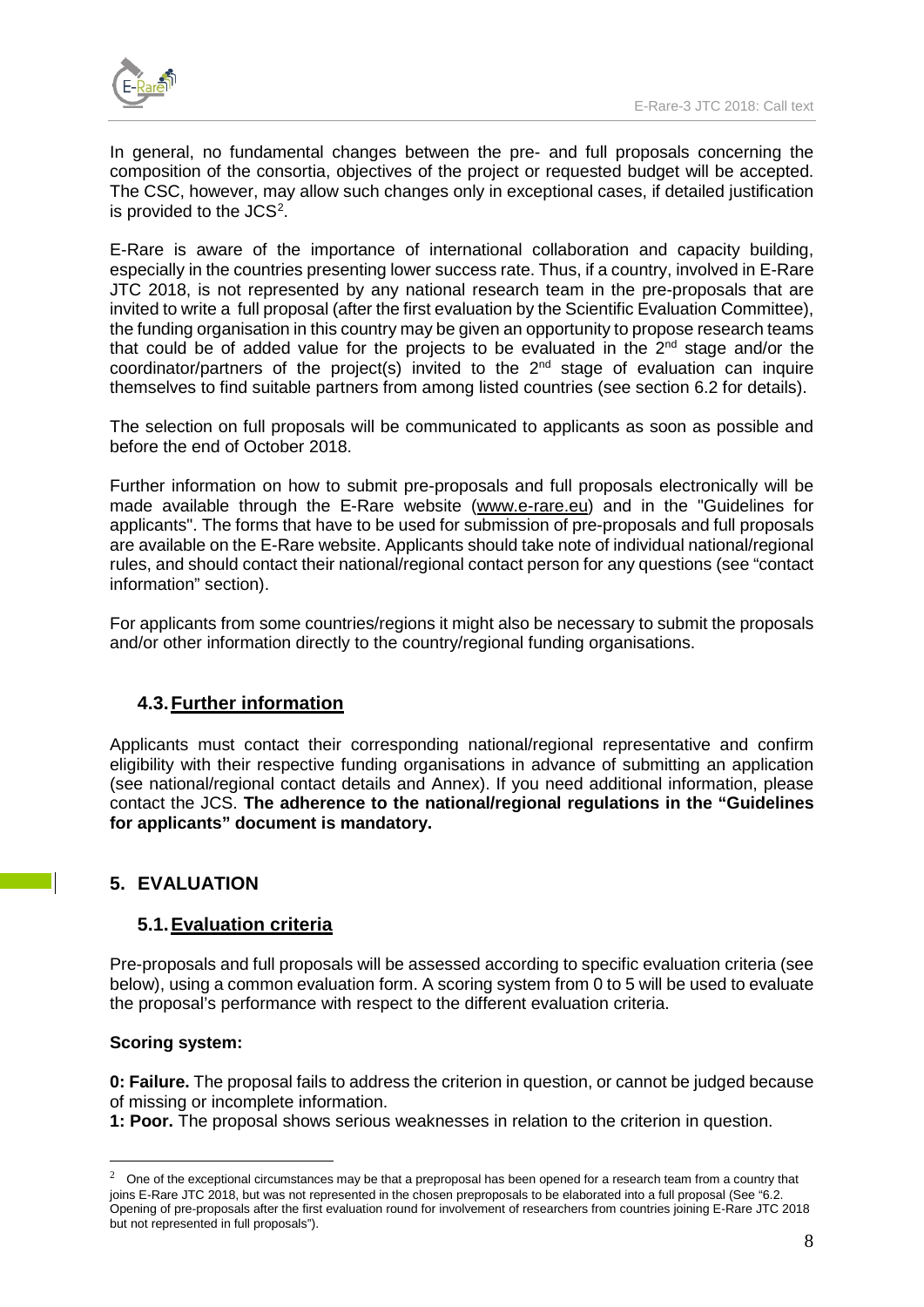In general, no fundamental changes between the pre- and full proposals concerning the composition of the consortia, objectives of the project or requested budget will be accepted. The CSC, however, may allow such changes only in exceptional cases, if detailed justification is provided to the JCS[2].

E-Rare is aware of the importance of international collaboration and capacity building, especially in the countries presenting lower success rate. Thus, if a country, involved in E-Rare JTC 2018, is not represented by any national research team in the pre-proposals that are invited to write a full proposal (after the first evaluation by the Scientific Evaluation Committee), the funding organisation in this country may be given an opportunity to propose research teams that could be of added value for the projects to be evaluated in the 2nd stage and/or the coordinator/partners of the project(s) invited to the 2nd stage of evaluation can inquire themselves to find suitable partners from among listed countries (see section 6.2 for details).

The selection on full proposals will be communicated to applicants as soon as possible and before the end of October 2018.

Further information on how to submit pre-proposals and full proposals electronically will be made available through the E-Rare website (www.e-rare.eu) and in the "Guidelines for applicants". The forms that have to be used for submission of pre-proposals and full proposals are available on the E-Rare website. Applicants should take note of individual national/regional rules, and should contact their national/regional contact person for any questions (see "contact information" section).

For applicants from some countries/regions it might also be necessary to submit the proposals and/or other information directly to the country/regional funding organisations.

### 4.3. Further information

Applicants must contact their corresponding national/regional representative and confirm eligibility with their respective funding organisations in advance of submitting an application (see national/regional contact details and Annex). If you need additional information, please contact the JCS. **The adherence to the national/regional regulations in the "Guidelines for applicants" document is mandatory.**

## 5. EVALUATION

### 5.1. Evaluation criteria

Pre-proposals and full proposals will be assessed according to specific evaluation criteria (see below), using a common evaluation form. A scoring system from 0 to 5 will be used to evaluate the proposal's performance with respect to the different evaluation criteria.

**Scoring system:**

**0: Failure.** The proposal fails to address the criterion in question, or cannot be judged because of missing or incomplete information.
**1: Poor.** The proposal shows serious weaknesses in relation to the criterion in question.

---

[2] One of the exceptional circumstances may be that a preproposal has been opened for a research team from a country that joins E-Rare JTC 2018, but was not represented in the chosen preproposals to be elaborated into a full proposal (See "6.2. Opening of pre-proposals after the first evaluation round for involvement of researchers from countries joining E-Rare JTC 2018 but not represented in full proposals").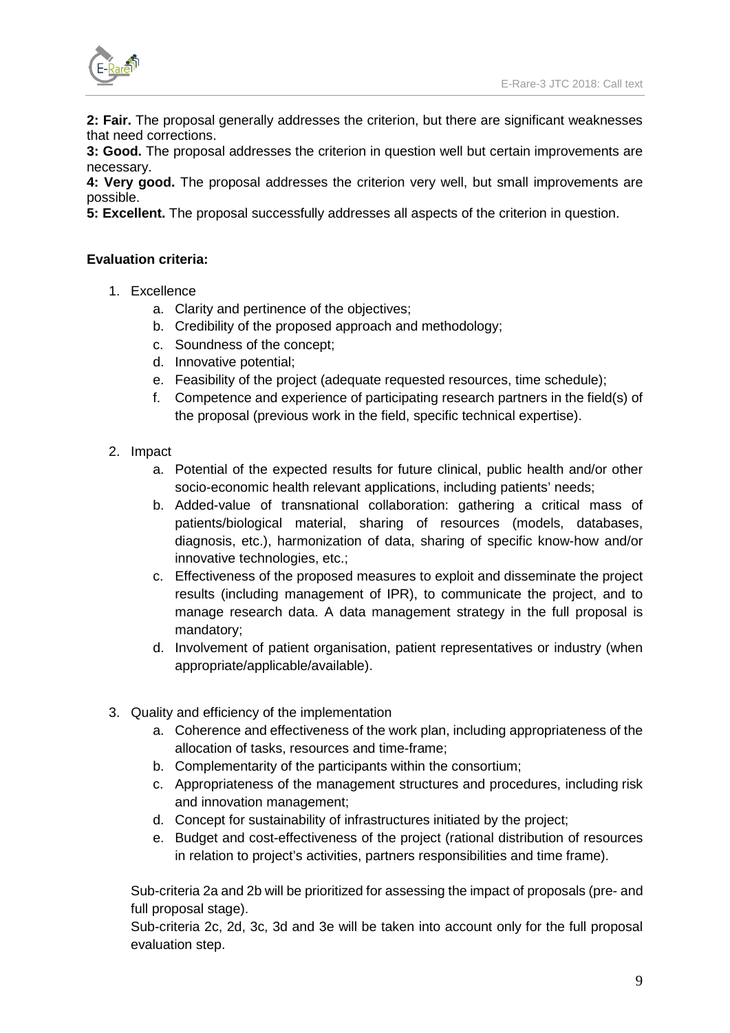**2: Fair.** The proposal generally addresses the criterion, but there are significant weaknesses that need corrections.
**3: Good.** The proposal addresses the criterion in question well but certain improvements are necessary.
**4: Very good.** The proposal addresses the criterion very well, but small improvements are possible.
**5: Excellent.** The proposal successfully addresses all aspects of the criterion in question.

**Evaluation criteria:**

1. Excellence
   a. Clarity and pertinence of the objectives;
   b. Credibility of the proposed approach and methodology;
   c. Soundness of the concept;
   d. Innovative potential;
   e. Feasibility of the project (adequate requested resources, time schedule);
   f. Competence and experience of participating research partners in the field(s) of the proposal (previous work in the field, specific technical expertise).

2. Impact
   a. Potential of the expected results for future clinical, public health and/or other socio-economic health relevant applications, including patients' needs;
   b. Added-value of transnational collaboration: gathering a critical mass of patients/biological material, sharing of resources (models, databases, diagnosis, etc.), harmonization of data, sharing of specific know-how and/or innovative technologies, etc.;
   c. Effectiveness of the proposed measures to exploit and disseminate the project results (including management of IPR), to communicate the project, and to manage research data. A data management strategy in the full proposal is mandatory;
   d. Involvement of patient organisation, patient representatives or industry (when appropriate/applicable/available).

3. Quality and efficiency of the implementation
   a. Coherence and effectiveness of the work plan, including appropriateness of the allocation of tasks, resources and time-frame;
   b. Complementarity of the participants within the consortium;
   c. Appropriateness of the management structures and procedures, including risk and innovation management;
   d. Concept for sustainability of infrastructures initiated by the project;
   e. Budget and cost-effectiveness of the project (rational distribution of resources in relation to project's activities, partners responsibilities and time frame).

Sub-criteria 2a and 2b will be prioritized for assessing the impact of proposals (pre- and full proposal stage).

Sub-criteria 2c, 2d, 3c, 3d and 3e will be taken into account only for the full proposal evaluation step.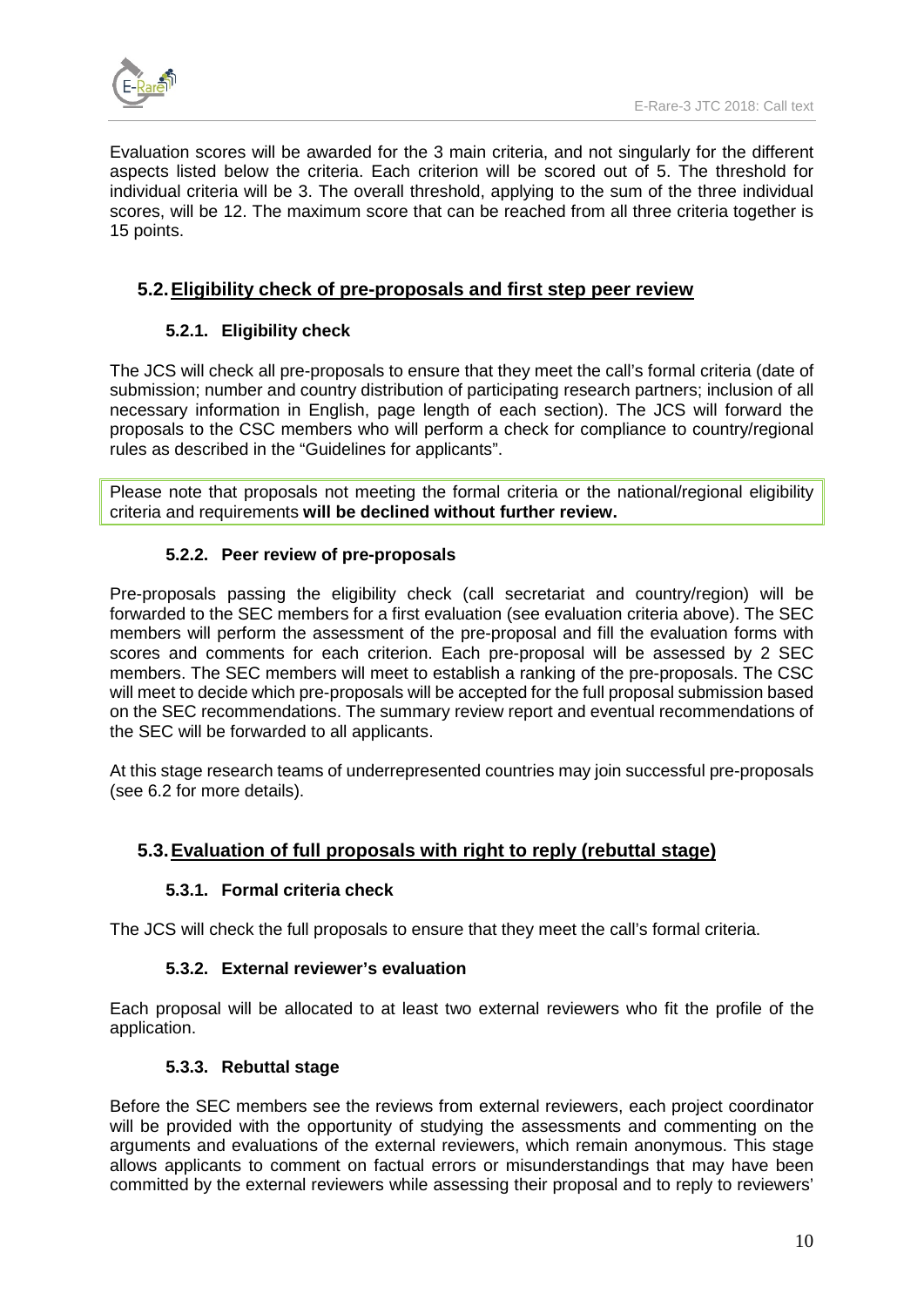Evaluation scores will be awarded for the 3 main criteria, and not singularly for the different aspects listed below the criteria. Each criterion will be scored out of 5. The threshold for individual criteria will be 3. The overall threshold, applying to the sum of the three individual scores, will be 12. The maximum score that can be reached from all three criteria together is 15 points.

## 5.2. Eligibility check of pre-proposals and first step peer review

### 5.2.1. Eligibility check

The JCS will check all pre-proposals to ensure that they meet the call's formal criteria (date of submission; number and country distribution of participating research partners; inclusion of all necessary information in English, page length of each section). The JCS will forward the proposals to the CSC members who will perform a check for compliance to country/regional rules as described in the "Guidelines for applicants".

Please note that proposals not meeting the formal criteria or the national/regional eligibility criteria and requirements **will be declined without further review.**

### 5.2.2. Peer review of pre-proposals

Pre-proposals passing the eligibility check (call secretariat and country/region) will be forwarded to the SEC members for a first evaluation (see evaluation criteria above). The SEC members will perform the assessment of the pre-proposal and fill the evaluation forms with scores and comments for each criterion. Each pre-proposal will be assessed by 2 SEC members. The SEC members will meet to establish a ranking of the pre-proposals. The CSC will meet to decide which pre-proposals will be accepted for the full proposal submission based on the SEC recommendations. The summary review report and eventual recommendations of the SEC will be forwarded to all applicants.

At this stage research teams of underrepresented countries may join successful pre-proposals (see 6.2 for more details).

## 5.3. Evaluation of full proposals with right to reply (rebuttal stage)

### 5.3.1. Formal criteria check

The JCS will check the full proposals to ensure that they meet the call's formal criteria.

### 5.3.2. External reviewer's evaluation

Each proposal will be allocated to at least two external reviewers who fit the profile of the application.

### 5.3.3. Rebuttal stage

Before the SEC members see the reviews from external reviewers, each project coordinator will be provided with the opportunity of studying the assessments and commenting on the arguments and evaluations of the external reviewers, which remain anonymous. This stage allows applicants to comment on factual errors or misunderstandings that may have been committed by the external reviewers while assessing their proposal and to reply to reviewers'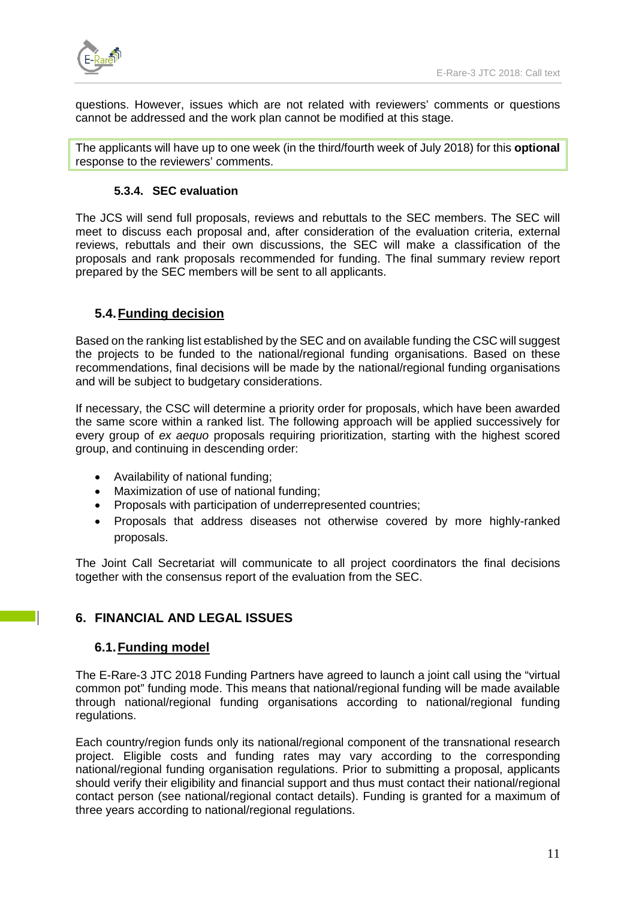questions. However, issues which are not related with reviewers' comments or questions cannot be addressed and the work plan cannot be modified at this stage.

The applicants will have up to one week (in the third/fourth week of July 2018) for this **optional** response to the reviewers' comments.

#### 5.3.4. SEC evaluation

The JCS will send full proposals, reviews and rebuttals to the SEC members. The SEC will meet to discuss each proposal and, after consideration of the evaluation criteria, external reviews, rebuttals and their own discussions, the SEC will make a classification of the proposals and rank proposals recommended for funding. The final summary review report prepared by the SEC members will be sent to all applicants.

### 5.4. Funding decision

Based on the ranking list established by the SEC and on available funding the CSC will suggest the projects to be funded to the national/regional funding organisations. Based on these recommendations, final decisions will be made by the national/regional funding organisations and will be subject to budgetary considerations.

If necessary, the CSC will determine a priority order for proposals, which have been awarded the same score within a ranked list. The following approach will be applied successively for every group of *ex aequo* proposals requiring prioritization, starting with the highest scored group, and continuing in descending order:

- Availability of national funding;
- Maximization of use of national funding;
- Proposals with participation of underrepresented countries;
- Proposals that address diseases not otherwise covered by more highly-ranked proposals.

The Joint Call Secretariat will communicate to all project coordinators the final decisions together with the consensus report of the evaluation from the SEC.

## 6. FINANCIAL AND LEGAL ISSUES

### 6.1. Funding model

The E-Rare-3 JTC 2018 Funding Partners have agreed to launch a joint call using the "virtual common pot" funding mode. This means that national/regional funding will be made available through national/regional funding organisations according to national/regional funding regulations.

Each country/region funds only its national/regional component of the transnational research project. Eligible costs and funding rates may vary according to the corresponding national/regional funding organisation regulations. Prior to submitting a proposal, applicants should verify their eligibility and financial support and thus must contact their national/regional contact person (see national/regional contact details). Funding is granted for a maximum of three years according to national/regional regulations.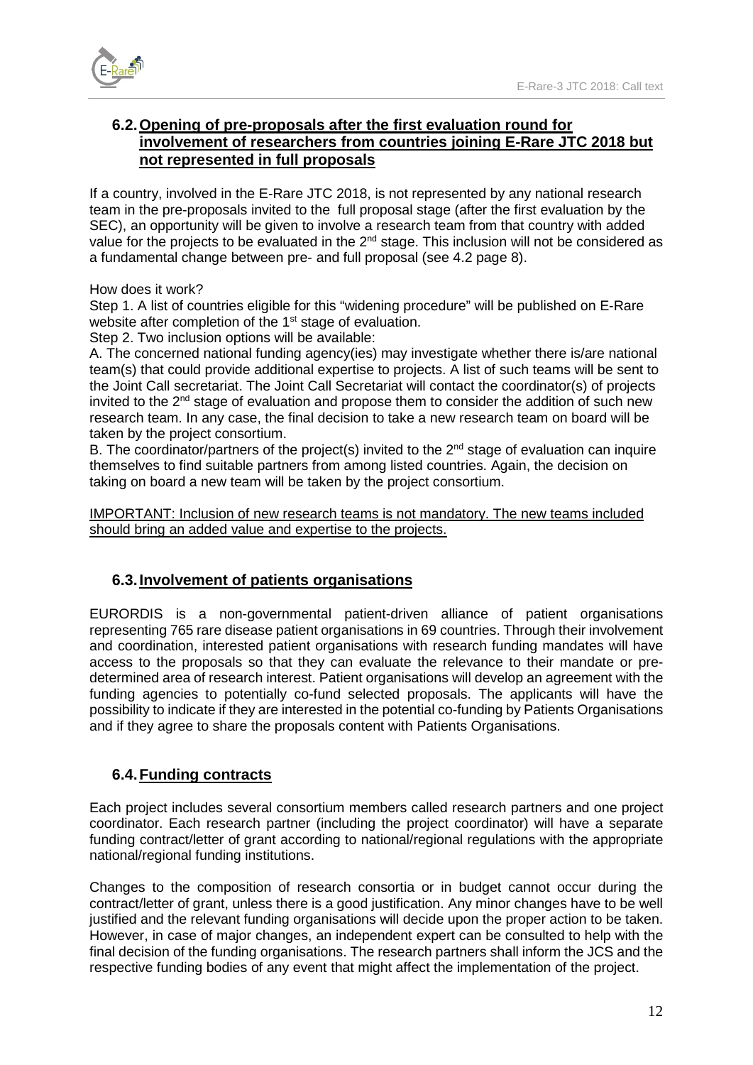## 6.2. Opening of pre-proposals after the first evaluation round for involvement of researchers from countries joining E-Rare JTC 2018 but not represented in full proposals

If a country, involved in the E-Rare JTC 2018, is not represented by any national research team in the pre-proposals invited to the full proposal stage (after the first evaluation by the SEC), an opportunity will be given to involve a research team from that country with added value for the projects to be evaluated in the 2nd stage. This inclusion will not be considered as a fundamental change between pre- and full proposal (see 4.2 page 8).

How does it work?

Step 1. A list of countries eligible for this "widening procedure" will be published on E-Rare website after completion of the 1st stage of evaluation.

Step 2. Two inclusion options will be available:

A. The concerned national funding agency(ies) may investigate whether there is/are national team(s) that could provide additional expertise to projects. A list of such teams will be sent to the Joint Call secretariat. The Joint Call Secretariat will contact the coordinator(s) of projects invited to the 2nd stage of evaluation and propose them to consider the addition of such new research team. In any case, the final decision to take a new research team on board will be taken by the project consortium.

B. The coordinator/partners of the project(s) invited to the 2nd stage of evaluation can inquire themselves to find suitable partners from among listed countries. Again, the decision on taking on board a new team will be taken by the project consortium.

IMPORTANT: Inclusion of new research teams is not mandatory. The new teams included should bring an added value and expertise to the projects.

## 6.3. Involvement of patients organisations

EURORDIS is a non-governmental patient-driven alliance of patient organisations representing 765 rare disease patient organisations in 69 countries. Through their involvement and coordination, interested patient organisations with research funding mandates will have access to the proposals so that they can evaluate the relevance to their mandate or pre-determined area of research interest. Patient organisations will develop an agreement with the funding agencies to potentially co-fund selected proposals. The applicants will have the possibility to indicate if they are interested in the potential co-funding by Patients Organisations and if they agree to share the proposals content with Patients Organisations.

## 6.4. Funding contracts

Each project includes several consortium members called research partners and one project coordinator. Each research partner (including the project coordinator) will have a separate funding contract/letter of grant according to national/regional regulations with the appropriate national/regional funding institutions.

Changes to the composition of research consortia or in budget cannot occur during the contract/letter of grant, unless there is a good justification. Any minor changes have to be well justified and the relevant funding organisations will decide upon the proper action to be taken. However, in case of major changes, an independent expert can be consulted to help with the final decision of the funding organisations. The research partners shall inform the JCS and the respective funding bodies of any event that might affect the implementation of the project.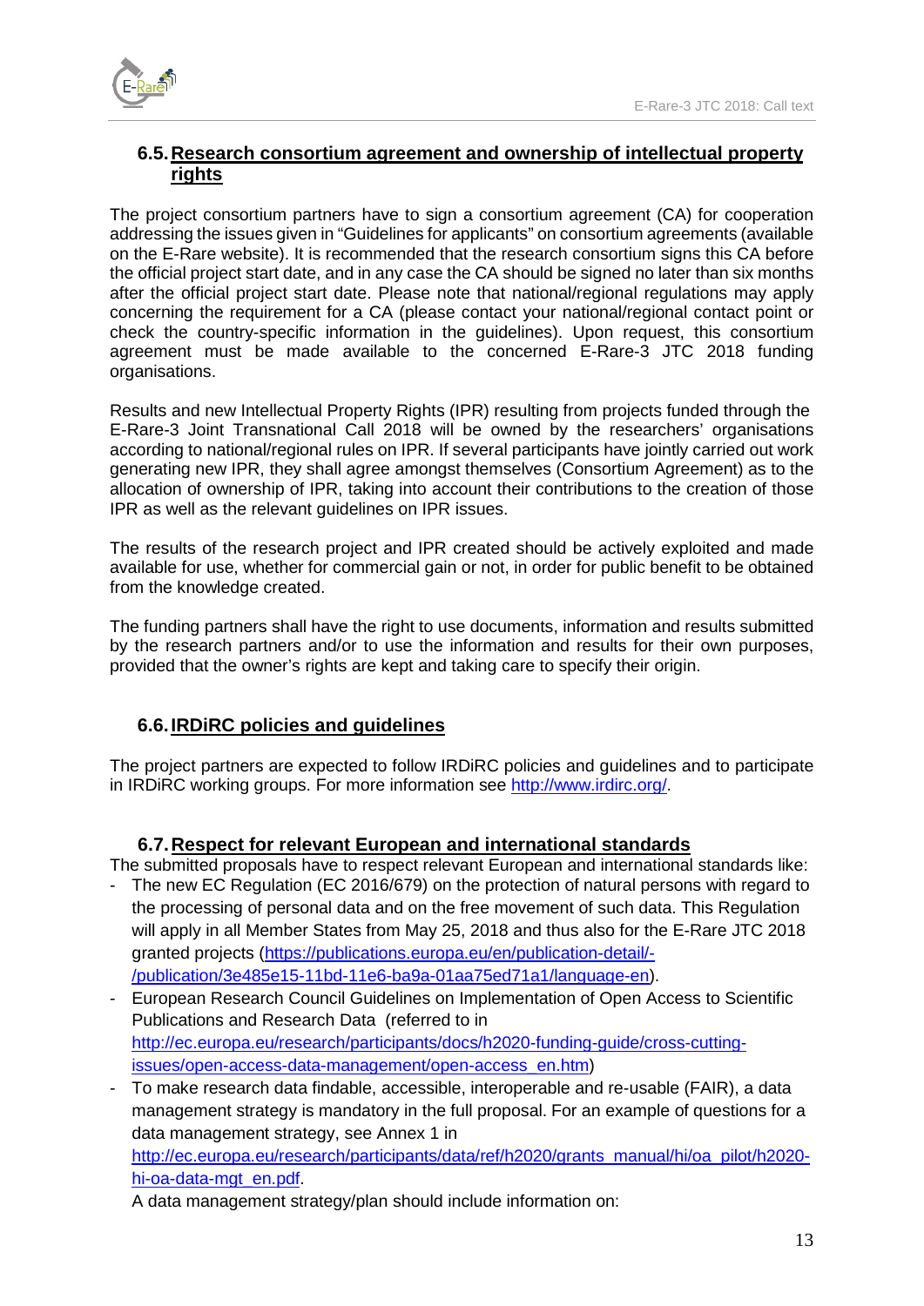### 6.5. Research consortium agreement and ownership of intellectual property rights

The project consortium partners have to sign a consortium agreement (CA) for cooperation addressing the issues given in "Guidelines for applicants" on consortium agreements (available on the E-Rare website). It is recommended that the research consortium signs this CA before the official project start date, and in any case the CA should be signed no later than six months after the official project start date. Please note that national/regional regulations may apply concerning the requirement for a CA (please contact your national/regional contact point or check the country-specific information in the guidelines). Upon request, this consortium agreement must be made available to the concerned E-Rare-3 JTC 2018 funding organisations.

Results and new Intellectual Property Rights (IPR) resulting from projects funded through the E-Rare-3 Joint Transnational Call 2018 will be owned by the researchers' organisations according to national/regional rules on IPR. If several participants have jointly carried out work generating new IPR, they shall agree amongst themselves (Consortium Agreement) as to the allocation of ownership of IPR, taking into account their contributions to the creation of those IPR as well as the relevant guidelines on IPR issues.

The results of the research project and IPR created should be actively exploited and made available for use, whether for commercial gain or not, in order for public benefit to be obtained from the knowledge created.

The funding partners shall have the right to use documents, information and results submitted by the research partners and/or to use the information and results for their own purposes, provided that the owner's rights are kept and taking care to specify their origin.

### 6.6. IRDiRC policies and guidelines

The project partners are expected to follow IRDiRC policies and guidelines and to participate in IRDiRC working groups. For more information see [http://www.irdirc.org/](http://www.irdirc.org/).

### 6.7. Respect for relevant European and international standards

The submitted proposals have to respect relevant European and international standards like:

- The new EC Regulation (EC 2016/679) on the protection of natural persons with regard to the processing of personal data and on the free movement of such data. This Regulation will apply in all Member States from May 25, 2018 and thus also for the E-Rare JTC 2018 granted projects ([https://publications.europa.eu/en/publication-detail/-/publication/3e485e15-11bd-11e6-ba9a-01aa75ed71a1/language-en](https://publications.europa.eu/en/publication-detail/-/publication/3e485e15-11bd-11e6-ba9a-01aa75ed71a1/language-en)).
- European Research Council Guidelines on Implementation of Open Access to Scientific Publications and Research Data (referred to in [http://ec.europa.eu/research/participants/docs/h2020-funding-guide/cross-cutting-issues/open-access-data-management/open-access_en.htm](http://ec.europa.eu/research/participants/docs/h2020-funding-guide/cross-cutting-issues/open-access-data-management/open-access_en.htm))
- To make research data findable, accessible, interoperable and re-usable (FAIR), a data management strategy is mandatory in the full proposal. For an example of questions for a data management strategy, see Annex 1 in [http://ec.europa.eu/research/participants/data/ref/h2020/grants_manual/hi/oa_pilot/h2020-hi-oa-data-mgt_en.pdf](http://ec.europa.eu/research/participants/data/ref/h2020/grants_manual/hi/oa_pilot/h2020-hi-oa-data-mgt_en.pdf).

  A data management strategy/plan should include information on: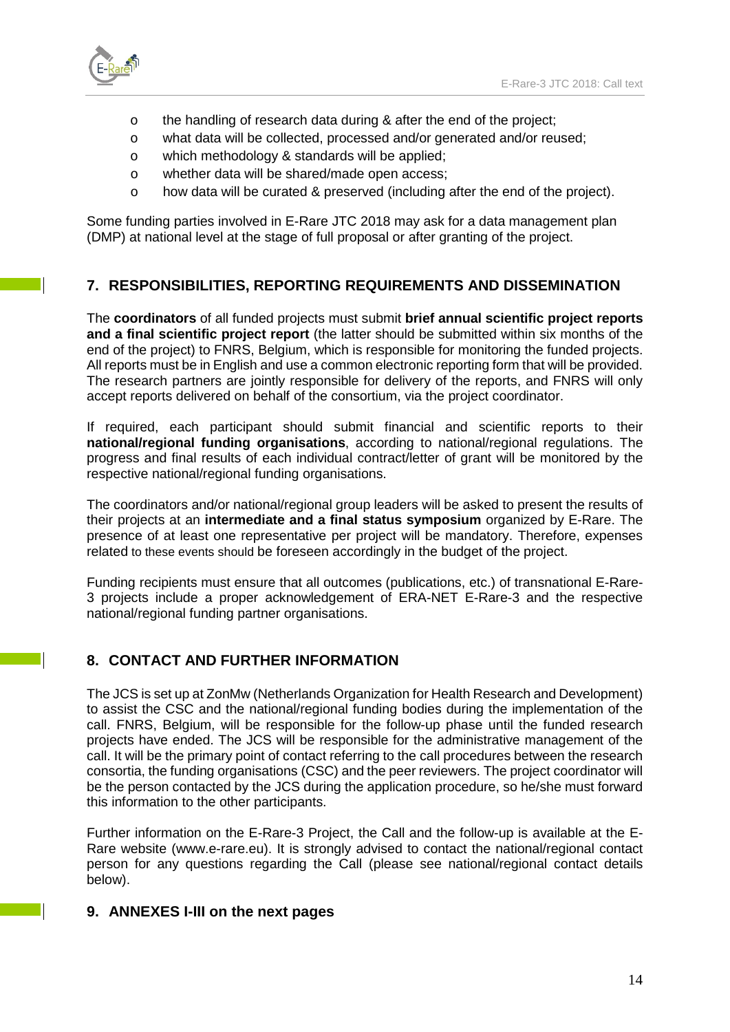- the handling of research data during & after the end of the project;
- what data will be collected, processed and/or generated and/or reused;
- which methodology & standards will be applied;
- whether data will be shared/made open access;
- how data will be curated & preserved (including after the end of the project).

Some funding parties involved in E-Rare JTC 2018 may ask for a data management plan (DMP) at national level at the stage of full proposal or after granting of the project.

## 7. RESPONSIBILITIES, REPORTING REQUIREMENTS AND DISSEMINATION

The **coordinators** of all funded projects must submit **brief annual scientific project reports and a final scientific project report** (the latter should be submitted within six months of the end of the project) to FNRS, Belgium, which is responsible for monitoring the funded projects. All reports must be in English and use a common electronic reporting form that will be provided. The research partners are jointly responsible for delivery of the reports, and FNRS will only accept reports delivered on behalf of the consortium, via the project coordinator.

If required, each participant should submit financial and scientific reports to their **national/regional funding organisations**, according to national/regional regulations. The progress and final results of each individual contract/letter of grant will be monitored by the respective national/regional funding organisations.

The coordinators and/or national/regional group leaders will be asked to present the results of their projects at an **intermediate and a final status symposium** organized by E-Rare. The presence of at least one representative per project will be mandatory. Therefore, expenses related to these events should be foreseen accordingly in the budget of the project.

Funding recipients must ensure that all outcomes (publications, etc.) of transnational E-Rare-3 projects include a proper acknowledgement of ERA-NET E-Rare-3 and the respective national/regional funding partner organisations.

## 8. CONTACT AND FURTHER INFORMATION

The JCS is set up at ZonMw (Netherlands Organization for Health Research and Development) to assist the CSC and the national/regional funding bodies during the implementation of the call. FNRS, Belgium, will be responsible for the follow-up phase until the funded research projects have ended. The JCS will be responsible for the administrative management of the call. It will be the primary point of contact referring to the call procedures between the research consortia, the funding organisations (CSC) and the peer reviewers. The project coordinator will be the person contacted by the JCS during the application procedure, so he/she must forward this information to the other participants.

Further information on the E-Rare-3 Project, the Call and the follow-up is available at the E-Rare website (www.e-rare.eu). It is strongly advised to contact the national/regional contact person for any questions regarding the Call (please see national/regional contact details below).

## 9. ANNEXES I-III on the next pages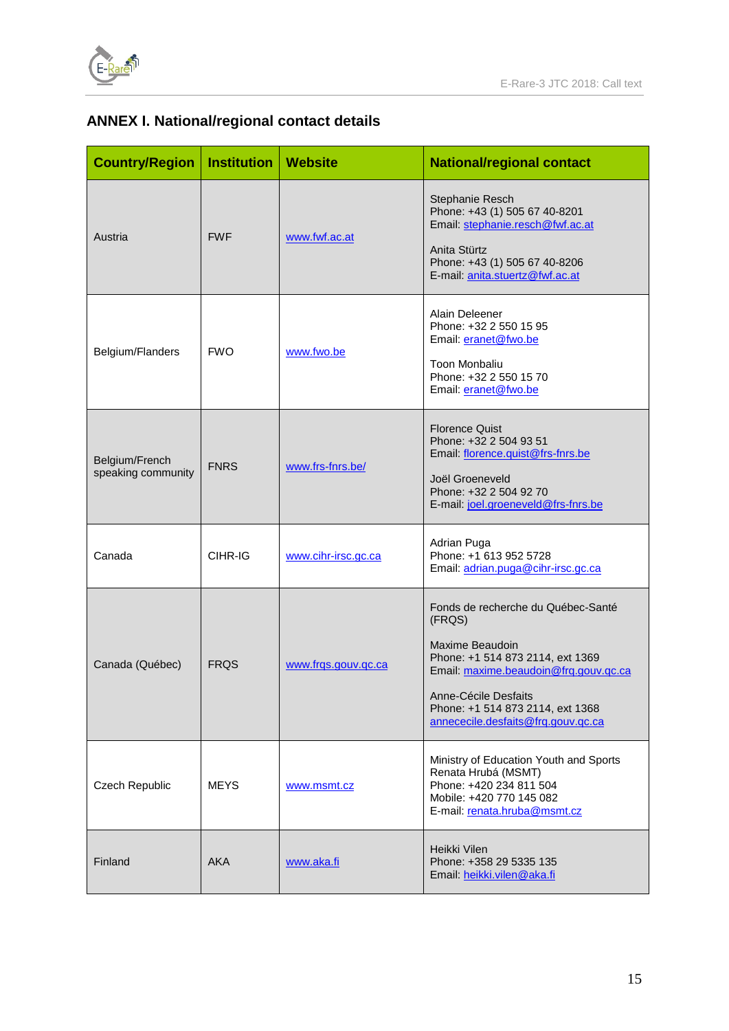## ANNEX I. National/regional contact details

| Country/Region | Institution | Website | National/regional contact |
|---|---|---|---|
| Austria | FWF | www.fwf.ac.at | Stephanie Resch<br>Phone: +43 (1) 505 67 40-8201<br>Email: stephanie.resch@fwf.ac.at<br><br>Anita Stürtz<br>Phone: +43 (1) 505 67 40-8206<br>E-mail: anita.stuertz@fwf.ac.at |
| Belgium/Flanders | FWO | www.fwo.be | Alain Deleener<br>Phone: +32 2 550 15 95<br>Email: eranet@fwo.be<br><br>Toon Monbaliu<br>Phone: +32 2 550 15 70<br>Email: eranet@fwo.be |
| Belgium/French speaking community | FNRS | www.frs-fnrs.be/ | Florence Quist<br>Phone: +32 2 504 93 51<br>Email: florence.quist@frs-fnrs.be<br><br>Joël Groeneveld<br>Phone: +32 2 504 92 70<br>E-mail: joel.groeneveld@frs-fnrs.be |
| Canada | CIHR-IG | www.cihr-irsc.gc.ca | Adrian Puga<br>Phone: +1 613 952 5728<br>Email: adrian.puga@cihr-irsc.gc.ca |
| Canada (Québec) | FRQS | www.frqs.gouv.qc.ca | Fonds de recherche du Québec-Santé (FRQS)<br><br>Maxime Beaudoin<br>Phone: +1 514 873 2114, ext 1369<br>Email: maxime.beaudoin@frq.gouv.qc.ca<br><br>Anne-Cécile Desfaits<br>Phone: +1 514 873 2114, ext 1368<br>annececile.desfaits@frq.gouv.qc.ca |
| Czech Republic | MEYS | www.msmt.cz | Ministry of Education Youth and Sports<br>Renata Hrubá (MSMT)<br>Phone: +420 234 811 504<br>Mobile: +420 770 145 082<br>E-mail: renata.hruba@msmt.cz |
| Finland | AKA | www.aka.fi | Heikki Vilen<br>Phone: +358 29 5335 135<br>Email: heikki.vilen@aka.fi |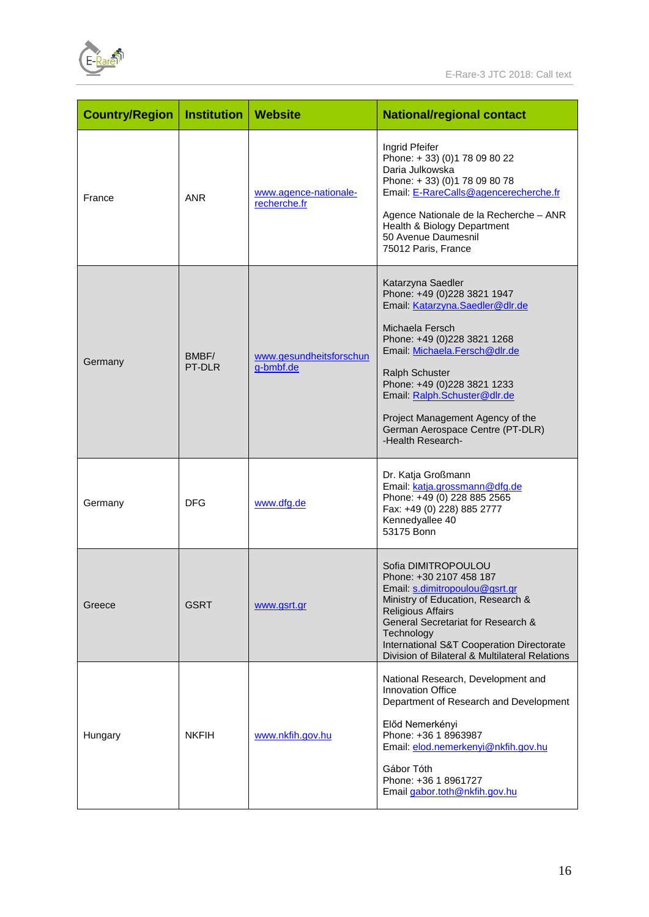| Country/Region | Institution | Website | National/regional contact |
|---|---|---|---|
| France | ANR | www.agence-nationale-recherche.fr | Ingrid Pfeifer<br>Phone: + 33) (0)1 78 09 80 22<br>Daria Julkowska<br>Phone: + 33) (0)1 78 09 80 78<br>Email: E-RareCalls@agencerecherche.fr<br><br>Agence Nationale de la Recherche – ANR<br>Health & Biology Department<br>50 Avenue Daumesnil<br>75012 Paris, France |
| Germany | BMBF/ PT-DLR | www.gesundheitsforschung-bmbf.de | Katarzyna Saedler<br>Phone: +49 (0)228 3821 1947<br>Email: Katarzyna.Saedler@dlr.de<br><br>Michaela Fersch<br>Phone: +49 (0)228 3821 1268<br>Email: Michaela.Fersch@dlr.de<br><br>Ralph Schuster<br>Phone: +49 (0)228 3821 1233<br>Email: Ralph.Schuster@dlr.de<br><br>Project Management Agency of the German Aerospace Centre (PT-DLR)<br>-Health Research- |
| Germany | DFG | www.dfg.de | Dr. Katja Großmann<br>Email: katja.grossmann@dfg.de<br>Phone: +49 (0) 228 885 2565<br>Fax: +49 (0) 228) 885 2777<br>Kennedyallee 40<br>53175 Bonn |
| Greece | GSRT | www.gsrt.gr | Sofia DIMITROPOULOU<br>Phone: +30 2107 458 187<br>Email: s.dimitropoulou@gsrt.gr<br>Ministry of Education, Research & Religious Affairs<br>General Secretariat for Research & Technology<br>International S&T Cooperation Directorate<br>Division of Bilateral & Multilateral Relations |
| Hungary | NKFIH | www.nkfih.gov.hu | National Research, Development and Innovation Office<br>Department of Research and Development<br><br>Előd Nemerkényi<br>Phone: +36 1 8963987<br>Email: elod.nemerkenyi@nkfih.gov.hu<br><br>Gábor Tóth<br>Phone: +36 1 8961727<br>Email gabor.toth@nkfih.gov.hu |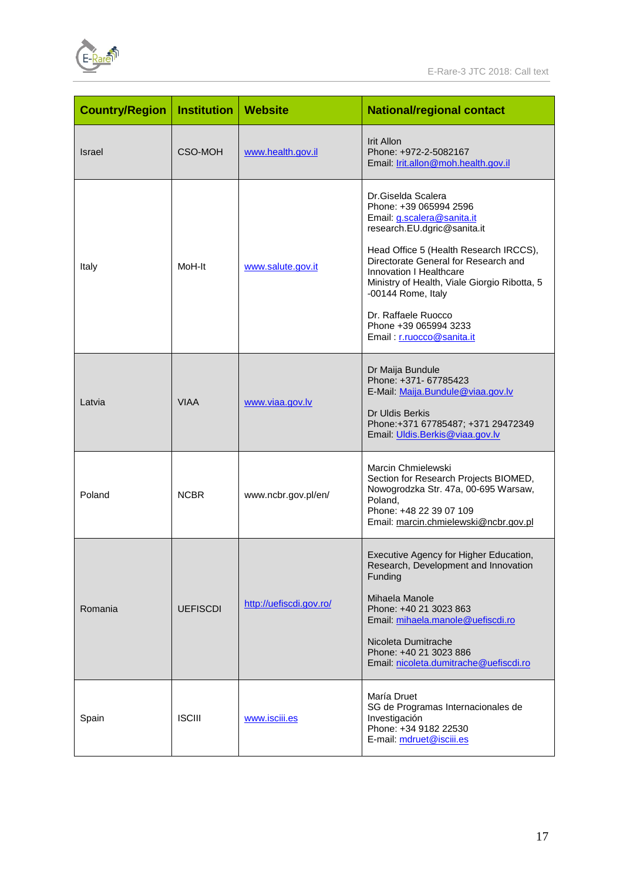| Country/Region | Institution | Website | National/regional contact |
|---|---|---|---|
| Israel | CSO-MOH | www.health.gov.il | Irit Allon<br>Phone: +972-2-5082167<br>Email: Irit.allon@moh.health.gov.il |
| Italy | MoH-It | www.salute.gov.it | Dr.Giselda Scalera<br>Phone: +39 065994 2596<br>Email: g.scalera@sanita.it<br>research.EU.dgric@sanita.it<br><br>Head Office 5 (Health Research IRCCS), Directorate General for Research and Innovation I Healthcare<br>Ministry of Health, Viale Giorgio Ribotta, 5 -00144 Rome, Italy<br><br>Dr. Raffaele Ruocco<br>Phone +39 065994 3233<br>Email : r.ruocco@sanita.it |
| Latvia | VIAA | www.viaa.gov.lv | Dr Maija Bundule<br>Phone: +371- 67785423<br>E-Mail: Maija.Bundule@viaa.gov.lv<br><br>Dr Uldis Berkis<br>Phone:+371 67785487; +371 29472349<br>Email: Uldis.Berkis@viaa.gov.lv |
| Poland | NCBR | www.ncbr.gov.pl/en/ | Marcin Chmielewski<br>Section for Research Projects BIOMED, Nowogrodzka Str. 47a, 00-695 Warsaw, Poland,<br>Phone: +48 22 39 07 109<br>Email: marcin.chmielewski@ncbr.gov.pl |
| Romania | UEFISCDI | http://uefiscdi.gov.ro/ | Executive Agency for Higher Education, Research, Development and Innovation Funding<br><br>Mihaela Manole<br>Phone: +40 21 3023 863<br>Email: mihaela.manole@uefiscdi.ro<br><br>Nicoleta Dumitrache<br>Phone: +40 21 3023 886<br>Email: nicoleta.dumitrache@uefiscdi.ro |
| Spain | ISCIII | www.isciii.es | María Druet<br>SG de Programas Internacionales de Investigación<br>Phone: +34 9182 22530<br>E-mail: mdruet@isciii.es |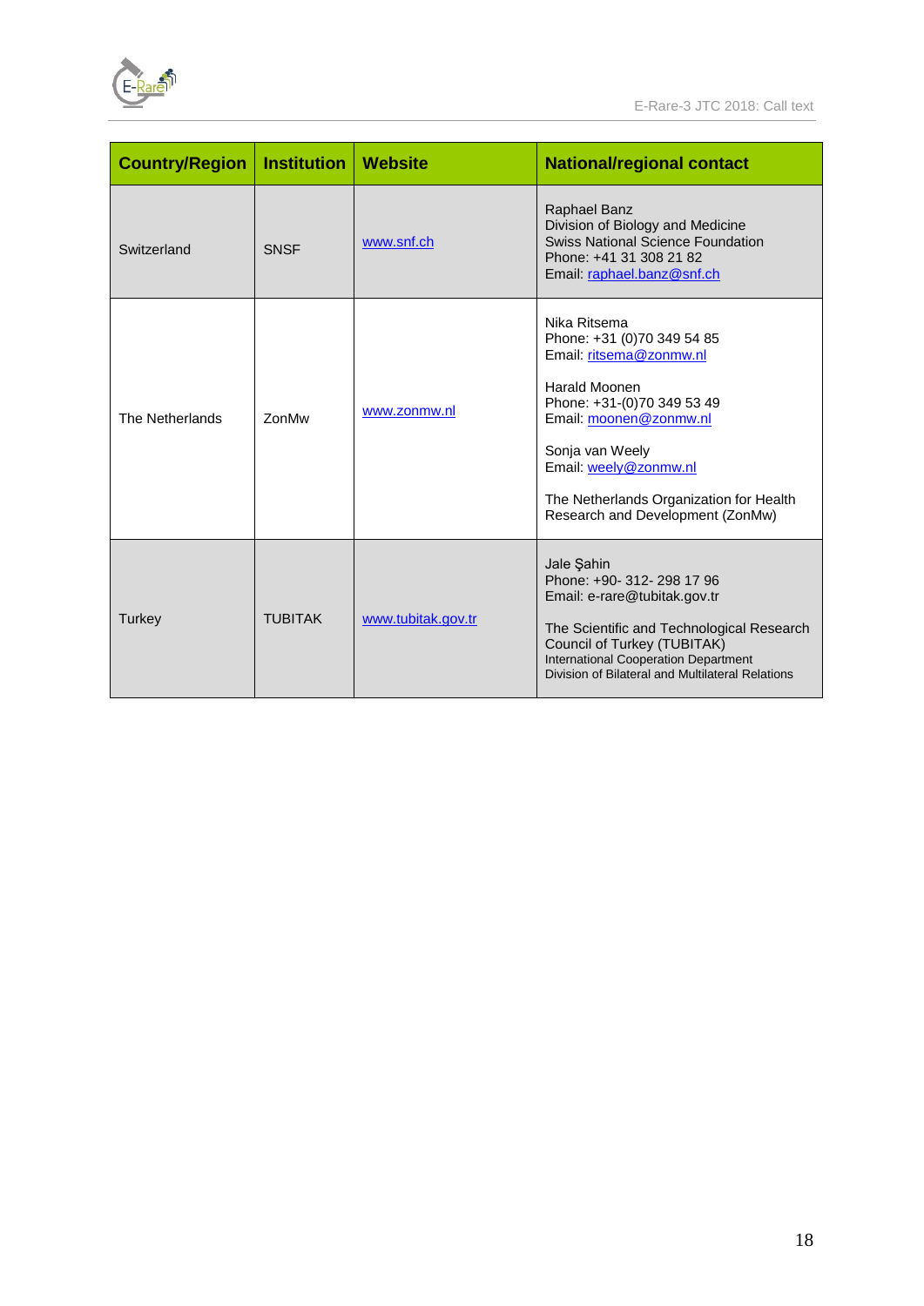| Country/Region | Institution | Website | National/regional contact |
|---|---|---|---|
| Switzerland | SNSF | www.snf.ch | Raphael Banz<br>Division of Biology and Medicine<br>Swiss National Science Foundation<br>Phone: +41 31 308 21 82<br>Email: raphael.banz@snf.ch |
| The Netherlands | ZonMw | www.zonmw.nl | Nika Ritsema<br>Phone: +31 (0)70 349 54 85<br>Email: ritsema@zonmw.nl<br><br>Harald Moonen<br>Phone: +31-(0)70 349 53 49<br>Email: moonen@zonmw.nl<br><br>Sonja van Weely<br>Email: weely@zonmw.nl<br><br>The Netherlands Organization for Health Research and Development (ZonMw) |
| Turkey | TUBITAK | www.tubitak.gov.tr | Jale Şahin<br>Phone: +90- 312- 298 17 96<br>Email: e-rare@tubitak.gov.tr<br><br>The Scientific and Technological Research Council of Turkey (TUBITAK)<br>International Cooperation Department<br>Division of Bilateral and Multilateral Relations |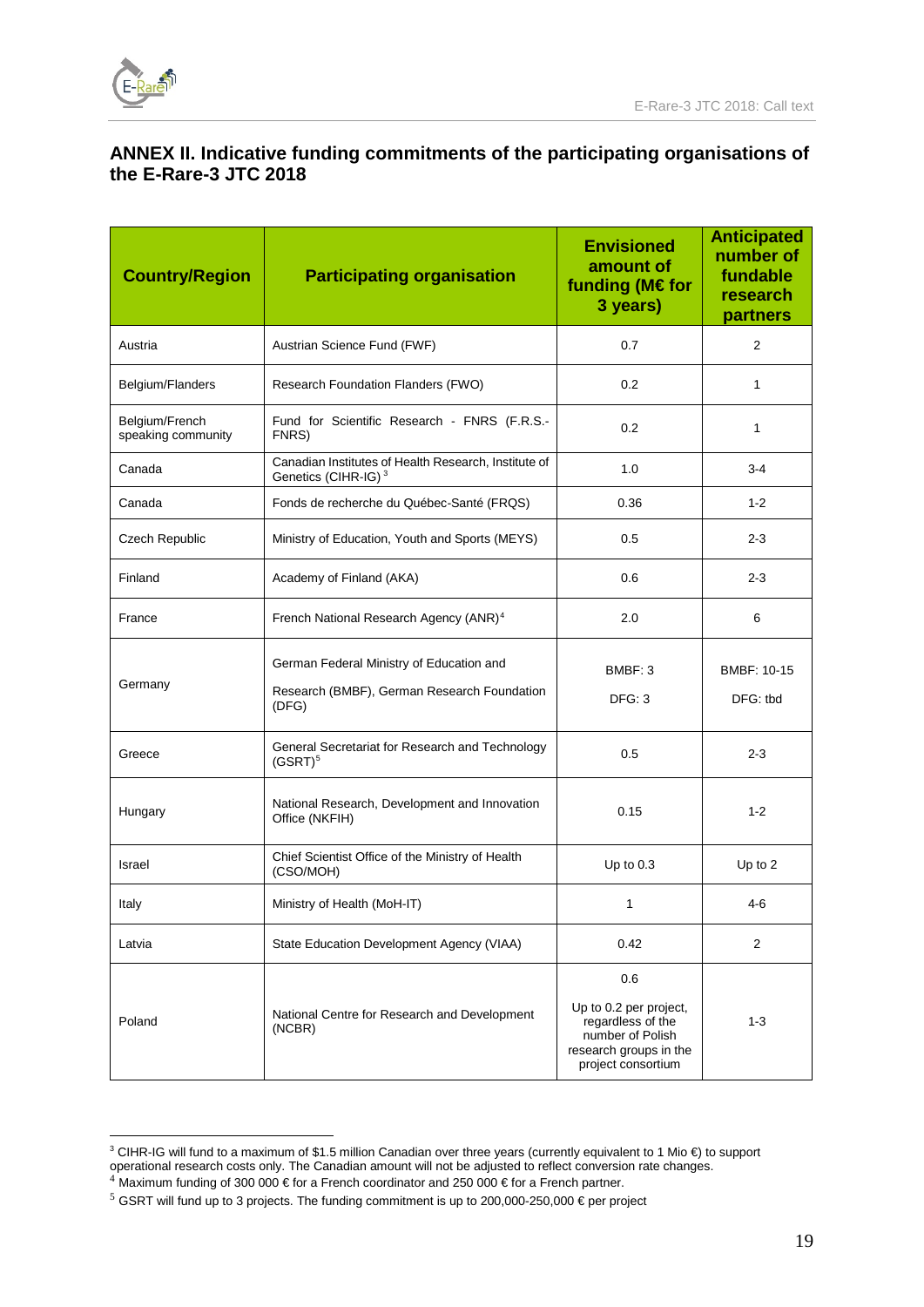## ANNEX II. Indicative funding commitments of the participating organisations of the E-Rare-3 JTC 2018

| Country/Region | Participating organisation | Envisioned amount of funding (M€ for 3 years) | Anticipated number of fundable research partners |
|---|---|---|---|
| Austria | Austrian Science Fund (FWF) | 0.7 | 2 |
| Belgium/Flanders | Research Foundation Flanders (FWO) | 0.2 | 1 |
| Belgium/French speaking community | Fund for Scientific Research - FNRS (F.R.S.-FNRS) | 0.2 | 1 |
| Canada | Canadian Institutes of Health Research, Institute of Genetics (CIHR-IG) [3] | 1.0 | 3-4 |
| Canada | Fonds de recherche du Québec-Santé (FRQS) | 0.36 | 1-2 |
| Czech Republic | Ministry of Education, Youth and Sports (MEYS) | 0.5 | 2-3 |
| Finland | Academy of Finland (AKA) | 0.6 | 2-3 |
| France | French National Research Agency (ANR)[4] | 2.0 | 6 |
| Germany | German Federal Ministry of Education and Research (BMBF), German Research Foundation (DFG) | BMBF: 3<br>DFG: 3 | BMBF: 10-15<br>DFG: tbd |
| Greece | General Secretariat for Research and Technology (GSRT)[5] | 0.5 | 2-3 |
| Hungary | National Research, Development and Innovation Office (NKFIH) | 0.15 | 1-2 |
| Israel | Chief Scientist Office of the Ministry of Health (CSO/MOH) | Up to 0.3 | Up to 2 |
| Italy | Ministry of Health (MoH-IT) | 1 | 4-6 |
| Latvia | State Education Development Agency (VIAA) | 0.42 | 2 |
| Poland | National Centre for Research and Development (NCBR) | 0.6<br>Up to 0.2 per project, regardless of the number of Polish research groups in the project consortium | 1-3 |

[3] CIHR-IG will fund to a maximum of $1.5 million Canadian over three years (currently equivalent to 1 Mio €) to support operational research costs only. The Canadian amount will not be adjusted to reflect conversion rate changes.

[4] Maximum funding of 300 000 € for a French coordinator and 250 000 € for a French partner.

[5] GSRT will fund up to 3 projects. The funding commitment is up to 200,000-250,000 € per project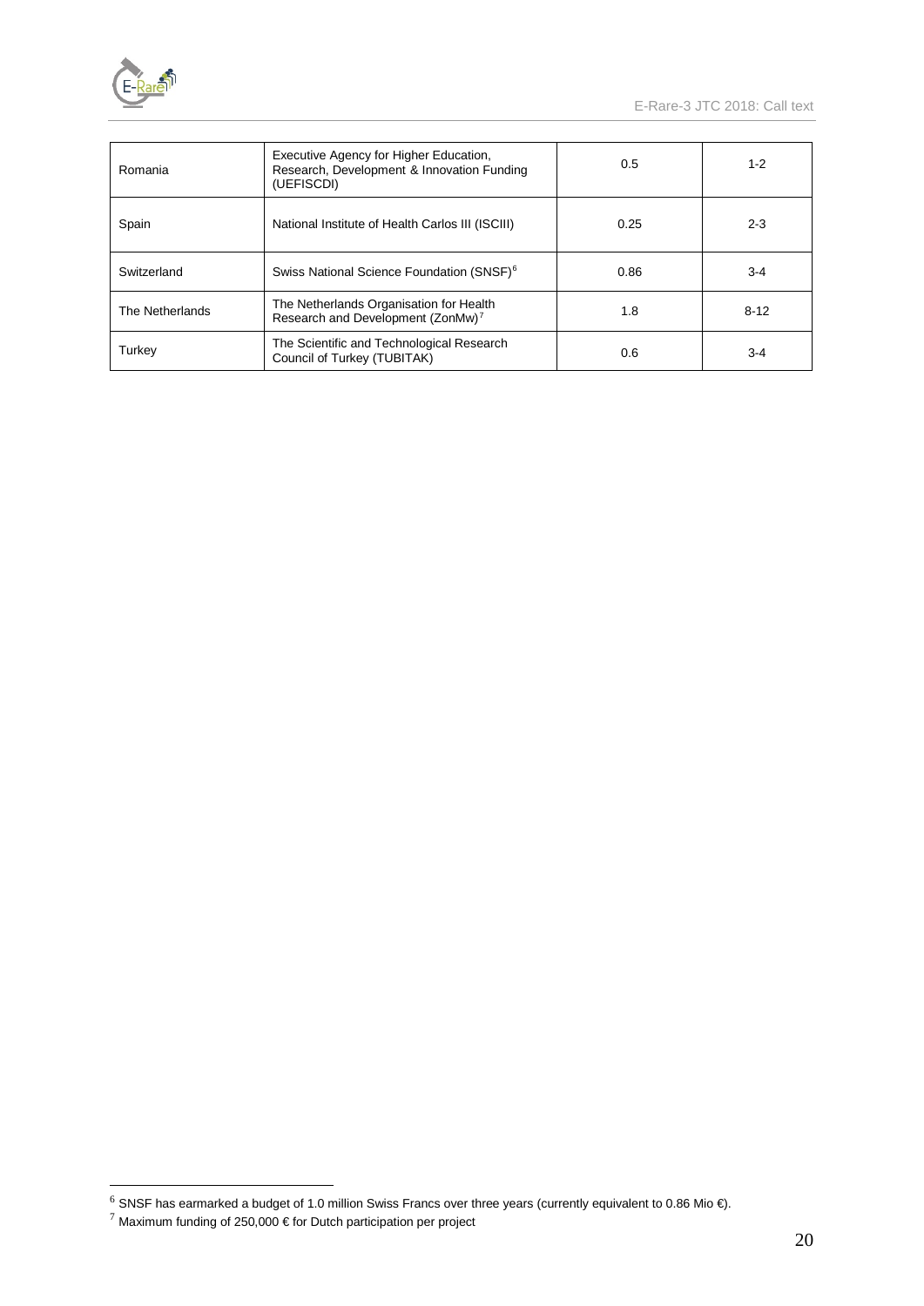| Romania | Executive Agency for Higher Education, Research, Development & Innovation Funding (UEFISCDI) | 0.5 | 1-2 |
|---|---|---|---|
| Spain | National Institute of Health Carlos III (ISCIII) | 0.25 | 2-3 |
| Switzerland | Swiss National Science Foundation (SNSF)[6] | 0.86 | 3-4 |
| The Netherlands | The Netherlands Organisation for Health Research and Development (ZonMw)[7] | 1.8 | 8-12 |
| Turkey | The Scientific and Technological Research Council of Turkey (TUBITAK) | 0.6 | 3-4 |

[6] SNSF has earmarked a budget of 1.0 million Swiss Francs over three years (currently equivalent to 0.86 Mio €).

[7] Maximum funding of 250,000 € for Dutch participation per project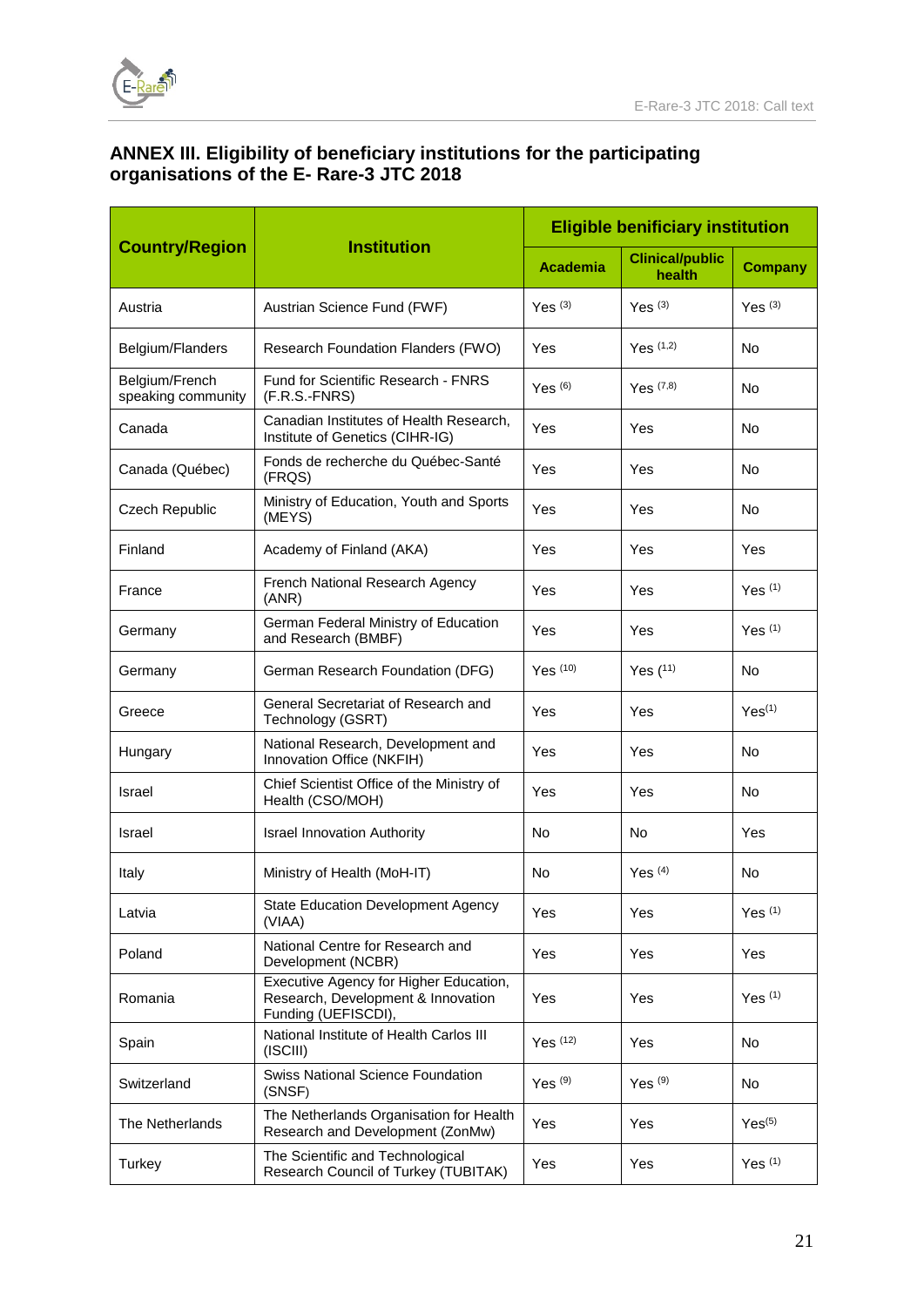## ANNEX III. Eligibility of beneficiary institutions for the participating organisations of the E- Rare-3 JTC 2018

| Country/Region | Institution | Eligible benificiary institution | | |
|---|---|---|---|---|
| | | Academia | Clinical/public health | Company |
| Austria | Austrian Science Fund (FWF) | Yes [3] | Yes [3] | Yes [3] |
| Belgium/Flanders | Research Foundation Flanders (FWO) | Yes | Yes [1,2] | No |
| Belgium/French speaking community | Fund for Scientific Research - FNRS (F.R.S.-FNRS) | Yes [6] | Yes [7,8] | No |
| Canada | Canadian Institutes of Health Research, Institute of Genetics (CIHR-IG) | Yes | Yes | No |
| Canada (Québec) | Fonds de recherche du Québec-Santé (FRQS) | Yes | Yes | No |
| Czech Republic | Ministry of Education, Youth and Sports (MEYS) | Yes | Yes | No |
| Finland | Academy of Finland (AKA) | Yes | Yes | Yes |
| France | French National Research Agency (ANR) | Yes | Yes | Yes [1] |
| Germany | German Federal Ministry of Education and Research (BMBF) | Yes | Yes | Yes [1] |
| Germany | German Research Foundation (DFG) | Yes [10] | Yes [11] | No |
| Greece | General Secretariat of Research and Technology (GSRT) | Yes | Yes | Yes[1] |
| Hungary | National Research, Development and Innovation Office (NKFIH) | Yes | Yes | No |
| Israel | Chief Scientist Office of the Ministry of Health (CSO/MOH) | Yes | Yes | No |
| Israel | Israel Innovation Authority | No | No | Yes |
| Italy | Ministry of Health (MoH-IT) | No | Yes [4] | No |
| Latvia | State Education Development Agency (VIAA) | Yes | Yes | Yes [1] |
| Poland | National Centre for Research and Development (NCBR) | Yes | Yes | Yes |
| Romania | Executive Agency for Higher Education, Research, Development & Innovation Funding (UEFISCDI), | Yes | Yes | Yes [1] |
| Spain | National Institute of Health Carlos III (ISCIII) | Yes [12] | Yes | No |
| Switzerland | Swiss National Science Foundation (SNSF) | Yes [9] | Yes [9] | No |
| The Netherlands | The Netherlands Organisation for Health Research and Development (ZonMw) | Yes | Yes | Yes[5] |
| Turkey | The Scientific and Technological Research Council of Turkey (TUBITAK) | Yes | Yes | Yes [1] |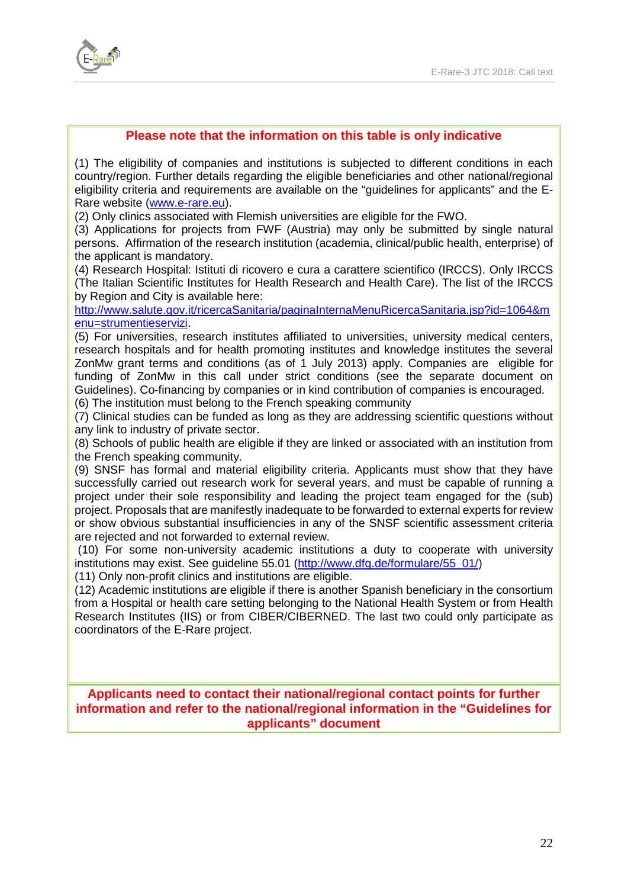**Please note that the information on this table is only indicative**

(1) The eligibility of companies and institutions is subjected to different conditions in each country/region. Further details regarding the eligible beneficiaries and other national/regional eligibility criteria and requirements are available on the "guidelines for applicants" and the E-Rare website (www.e-rare.eu).
(2) Only clinics associated with Flemish universities are eligible for the FWO.
(3) Applications for projects from FWF (Austria) may only be submitted by single natural persons. Affirmation of the research institution (academia, clinical/public health, enterprise) of the applicant is mandatory.
(4) Research Hospital: Istituti di ricovero e cura a carattere scientifico (IRCCS). Only IRCCS (The Italian Scientific Institutes for Health Research and Health Care). The list of the IRCCS by Region and City is available here:
http://www.salute.gov.it/ricercaSanitaria/paginaInternaMenuRicercaSanitaria.jsp?id=1064&menu=strumentieservizi.
(5) For universities, research institutes affiliated to universities, university medical centers, research hospitals and for health promoting institutes and knowledge institutes the several ZonMw grant terms and conditions (as of 1 July 2013) apply. Companies are eligible for funding of ZonMw in this call under strict conditions (see the separate document on Guidelines). Co-financing by companies or in kind contribution of companies is encouraged.
(6) The institution must belong to the French speaking community
(7) Clinical studies can be funded as long as they are addressing scientific questions without any link to industry of private sector.
(8) Schools of public health are eligible if they are linked or associated with an institution from the French speaking community.
(9) SNSF has formal and material eligibility criteria. Applicants must show that they have successfully carried out research work for several years, and must be capable of running a project under their sole responsibility and leading the project team engaged for the (sub) project. Proposals that are manifestly inadequate to be forwarded to external experts for review or show obvious substantial insufficiencies in any of the SNSF scientific assessment criteria are rejected and not forwarded to external review.
(10) For some non-university academic institutions a duty to cooperate with university institutions may exist. See guideline 55.01 (http://www.dfg.de/formulare/55_01/)
(11) Only non-profit clinics and institutions are eligible.
(12) Academic institutions are eligible if there is another Spanish beneficiary in the consortium from a Hospital or health care setting belonging to the National Health System or from Health Research Institutes (IIS) or from CIBER/CIBERNED. The last two could only participate as coordinators of the E-Rare project.

**Applicants need to contact their national/regional contact points for further information and refer to the national/regional information in the "Guidelines for applicants" document**